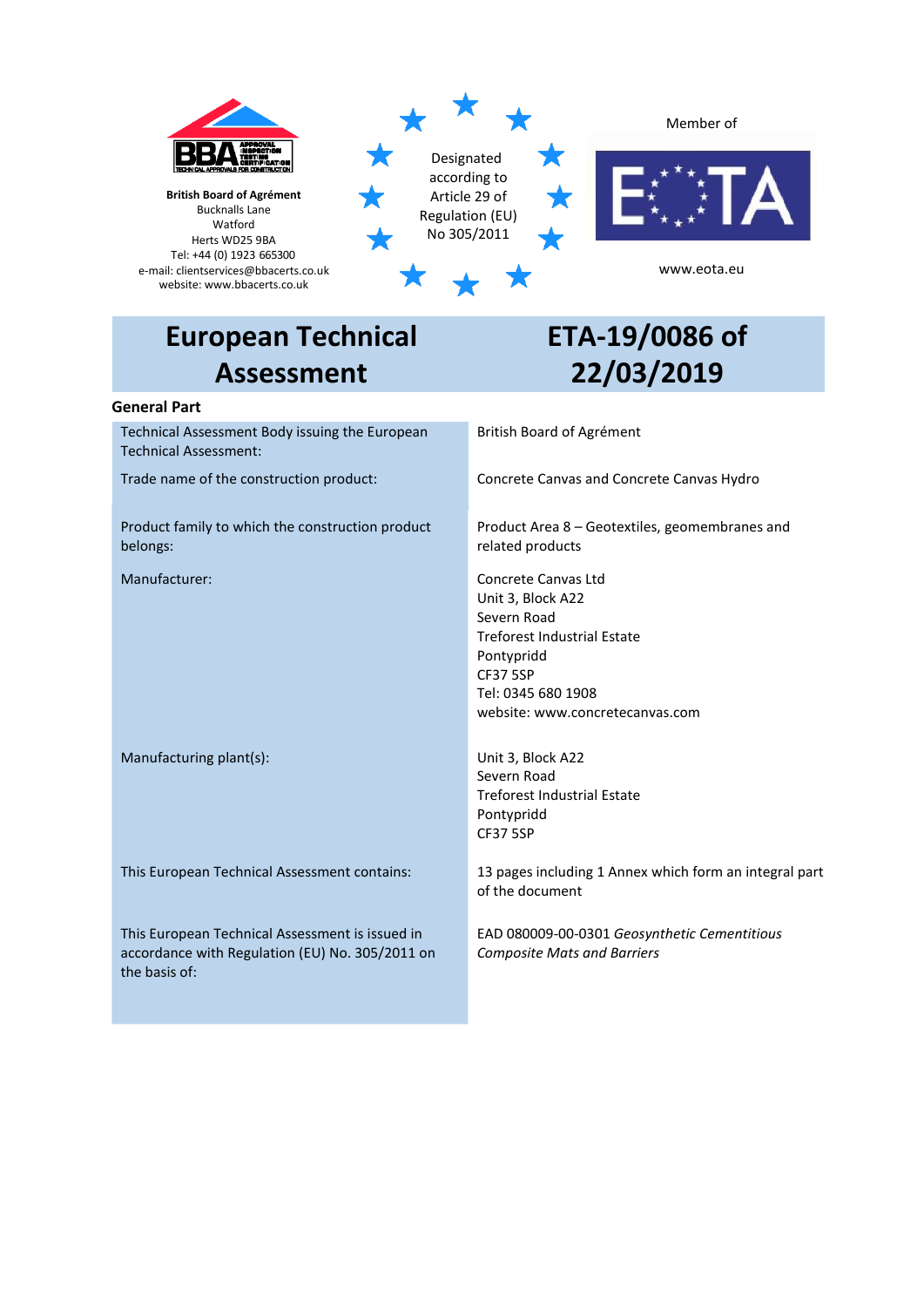**British Board of Agrément**
Bucknalls Lane
Watford
Herts WD25 9BA
Tel: +44 (0) 1923 665300
e-mail: clientservices@bbacerts.co.uk
website: www.bbacerts.co.uk

Designated according to Article 29 of Regulation (EU) No 305/2011

Member of

www.eota.eu

# European Technical Assessment

# ETA-19/0086 of 22/03/2019

## General Part

| | |
|---|---|
| Technical Assessment Body issuing the European Technical Assessment: | British Board of Agrément |
| Trade name of the construction product: | Concrete Canvas and Concrete Canvas Hydro |
| Product family to which the construction product belongs: | Product Area 8 – Geotextiles, geomembranes and related products |
| Manufacturer: | Concrete Canvas Ltd<br>Unit 3, Block A22<br>Severn Road<br>Treforest Industrial Estate<br>Pontypridd<br>CF37 5SP<br>Tel: 0345 680 1908<br>website: www.concretecanvas.com |
| Manufacturing plant(s): | Unit 3, Block A22<br>Severn Road<br>Treforest Industrial Estate<br>Pontypridd<br>CF37 5SP |
| This European Technical Assessment contains: | 13 pages including 1 Annex which form an integral part of the document |
| This European Technical Assessment is issued in accordance with Regulation (EU) No. 305/2011 on the basis of: | EAD 080009-00-0301 *Geosynthetic Cementitious Composite Mats and Barriers* |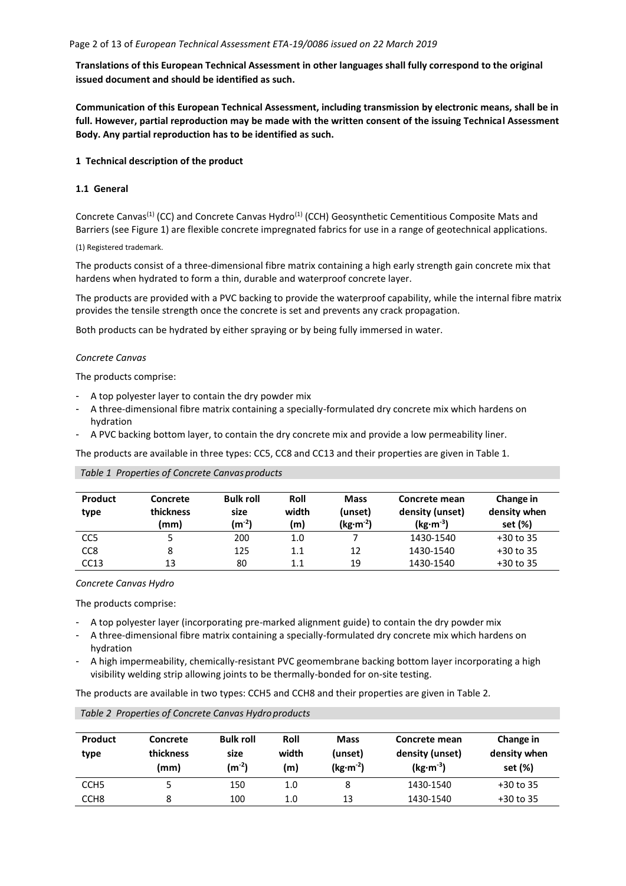**Translations of this European Technical Assessment in other languages shall fully correspond to the original issued document and should be identified as such.**

**Communication of this European Technical Assessment, including transmission by electronic means, shall be in full. However, partial reproduction may be made with the written consent of the issuing Technical Assessment Body. Any partial reproduction has to be identified as such.**

## 1 Technical description of the product

### 1.1 General

Concrete Canvas[1] (CC) and Concrete Canvas Hydro[1] (CCH) Geosynthetic Cementitious Composite Mats and Barriers (see Figure 1) are flexible concrete impregnated fabrics for use in a range of geotechnical applications.

(1) Registered trademark.

The products consist of a three-dimensional fibre matrix containing a high early strength gain concrete mix that hardens when hydrated to form a thin, durable and waterproof concrete layer.

The products are provided with a PVC backing to provide the waterproof capability, while the internal fibre matrix provides the tensile strength once the concrete is set and prevents any crack propagation.

Both products can be hydrated by either spraying or by being fully immersed in water.

*Concrete Canvas*

The products comprise:

- A top polyester layer to contain the dry powder mix
- A three-dimensional fibre matrix containing a specially-formulated dry concrete mix which hardens on hydration
- A PVC backing bottom layer, to contain the dry concrete mix and provide a low permeability liner.

The products are available in three types: CC5, CC8 and CC13 and their properties are given in Table 1.

*Table 1 Properties of Concrete Canvas products*

| Product type | Concrete thickness (mm) | Bulk roll size ($m^{-2}$) | Roll width (m) | Mass (unset) ($kg{\cdot}m^{-2}$) | Concrete mean density (unset) ($kg{\cdot}m^{-3}$) | Change in density when set (%) |
|---|---|---|---|---|---|---|
| CC5 | 5 | 200 | 1.0 | 7 | 1430-1540 | +30 to 35 |
| CC8 | 8 | 125 | 1.1 | 12 | 1430-1540 | +30 to 35 |
| CC13 | 13 | 80 | 1.1 | 19 | 1430-1540 | +30 to 35 |

*Concrete Canvas Hydro*

The products comprise:

- A top polyester layer (incorporating pre-marked alignment guide) to contain the dry powder mix
- A three-dimensional fibre matrix containing a specially-formulated dry concrete mix which hardens on hydration
- A high impermeability, chemically-resistant PVC geomembrane backing bottom layer incorporating a high visibility welding strip allowing joints to be thermally-bonded for on-site testing.

The products are available in two types: CCH5 and CCH8 and their properties are given in Table 2.

*Table 2 Properties of Concrete Canvas Hydro products*

| Product type | Concrete thickness (mm) | Bulk roll size ($m^{-2}$) | Roll width (m) | Mass (unset) ($kg{\cdot}m^{-2}$) | Concrete mean density (unset) ($kg{\cdot}m^{-3}$) | Change in density when set (%) |
|---|---|---|---|---|---|---|
| CCH5 | 5 | 150 | 1.0 | 8 | 1430-1540 | +30 to 35 |
| CCH8 | 8 | 100 | 1.0 | 13 | 1430-1540 | +30 to 35 |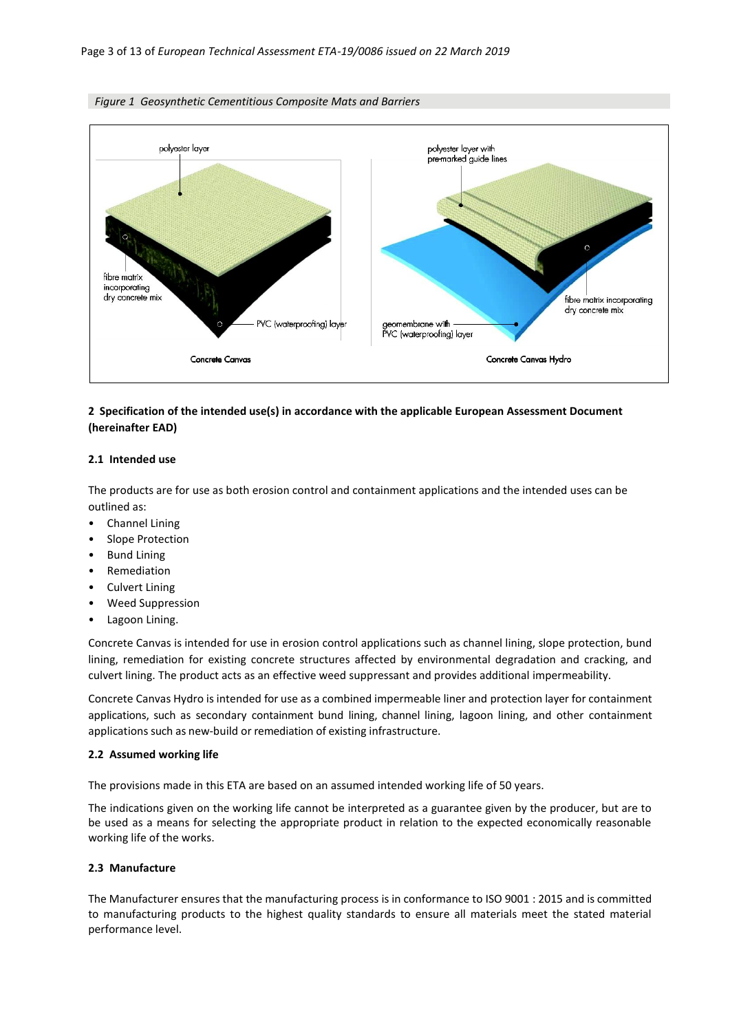*Figure 1 Geosynthetic Cementitious Composite Mats and Barriers*

polyester layer

fibre matrix incorporating dry concrete mix

PVC (waterproofing) layer

Concrete Canvas

polyester layer with pre-marked guide lines

fibre matrix incorporating dry concrete mix

geomembrane with PVC (waterproofing) layer

Concrete Canvas Hydro

## 2 Specification of the intended use(s) in accordance with the applicable European Assessment Document (hereinafter EAD)

### 2.1 Intended use

The products are for use as both erosion control and containment applications and the intended uses can be outlined as:

- Channel Lining
- Slope Protection
- Bund Lining
- Remediation
- Culvert Lining
- Weed Suppression
- Lagoon Lining.

Concrete Canvas is intended for use in erosion control applications such as channel lining, slope protection, bund lining, remediation for existing concrete structures affected by environmental degradation and cracking, and culvert lining. The product acts as an effective weed suppressant and provides additional impermeability.

Concrete Canvas Hydro is intended for use as a combined impermeable liner and protection layer for containment applications, such as secondary containment bund lining, channel lining, lagoon lining, and other containment applications such as new-build or remediation of existing infrastructure.

### 2.2 Assumed working life

The provisions made in this ETA are based on an assumed intended working life of 50 years.

The indications given on the working life cannot be interpreted as a guarantee given by the producer, but are to be used as a means for selecting the appropriate product in relation to the expected economically reasonable working life of the works.

### 2.3 Manufacture

The Manufacturer ensures that the manufacturing process is in conformance to ISO 9001 : 2015 and is committed to manufacturing products to the highest quality standards to ensure all materials meet the stated material performance level.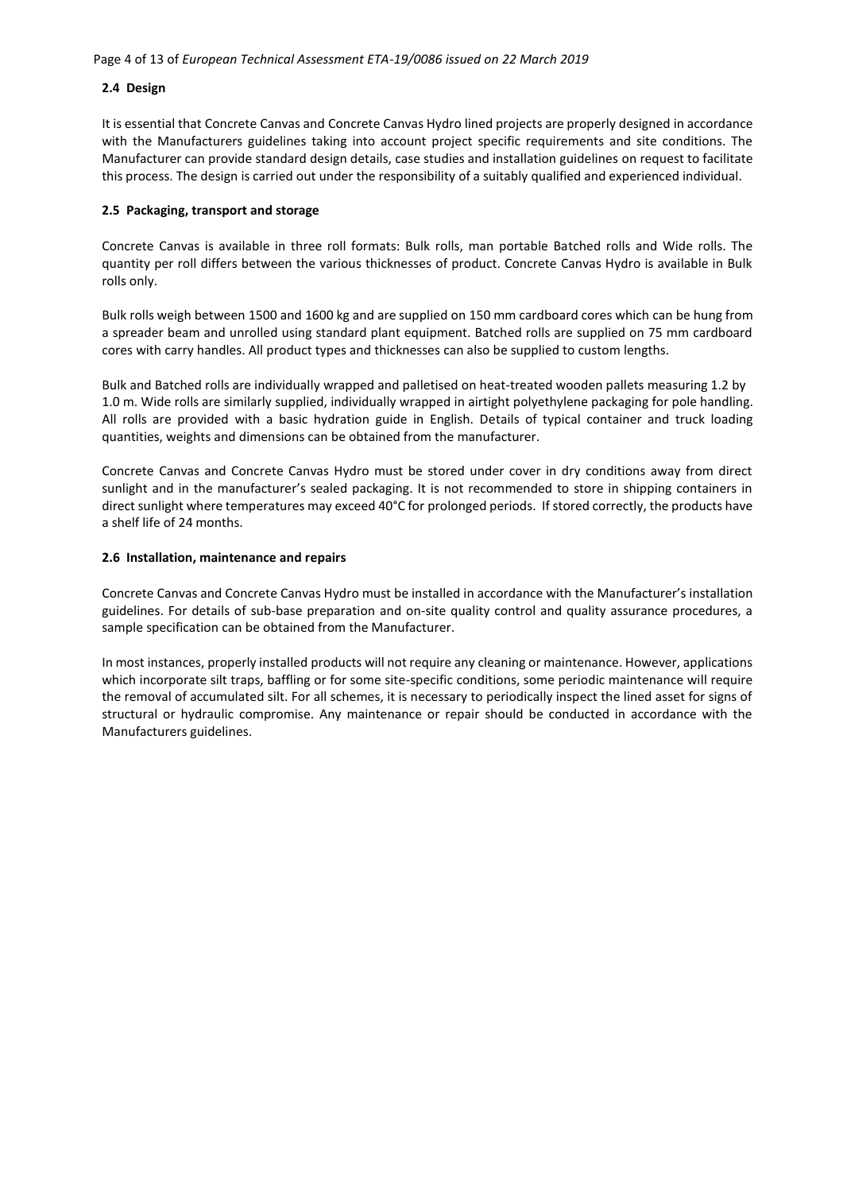### 2.4 Design

It is essential that Concrete Canvas and Concrete Canvas Hydro lined projects are properly designed in accordance with the Manufacturers guidelines taking into account project specific requirements and site conditions. The Manufacturer can provide standard design details, case studies and installation guidelines on request to facilitate this process. The design is carried out under the responsibility of a suitably qualified and experienced individual.

### 2.5 Packaging, transport and storage

Concrete Canvas is available in three roll formats: Bulk rolls, man portable Batched rolls and Wide rolls. The quantity per roll differs between the various thicknesses of product. Concrete Canvas Hydro is available in Bulk rolls only.

Bulk rolls weigh between 1500 and 1600 kg and are supplied on 150 mm cardboard cores which can be hung from a spreader beam and unrolled using standard plant equipment. Batched rolls are supplied on 75 mm cardboard cores with carry handles. All product types and thicknesses can also be supplied to custom lengths.

Bulk and Batched rolls are individually wrapped and palletised on heat-treated wooden pallets measuring 1.2 by 1.0 m. Wide rolls are similarly supplied, individually wrapped in airtight polyethylene packaging for pole handling. All rolls are provided with a basic hydration guide in English. Details of typical container and truck loading quantities, weights and dimensions can be obtained from the manufacturer.

Concrete Canvas and Concrete Canvas Hydro must be stored under cover in dry conditions away from direct sunlight and in the manufacturer's sealed packaging. It is not recommended to store in shipping containers in direct sunlight where temperatures may exceed 40°C for prolonged periods. If stored correctly, the products have a shelf life of 24 months.

### 2.6 Installation, maintenance and repairs

Concrete Canvas and Concrete Canvas Hydro must be installed in accordance with the Manufacturer's installation guidelines. For details of sub-base preparation and on-site quality control and quality assurance procedures, a sample specification can be obtained from the Manufacturer.

In most instances, properly installed products will not require any cleaning or maintenance. However, applications which incorporate silt traps, baffling or for some site-specific conditions, some periodic maintenance will require the removal of accumulated silt. For all schemes, it is necessary to periodically inspect the lined asset for signs of structural or hydraulic compromise. Any maintenance or repair should be conducted in accordance with the Manufacturers guidelines.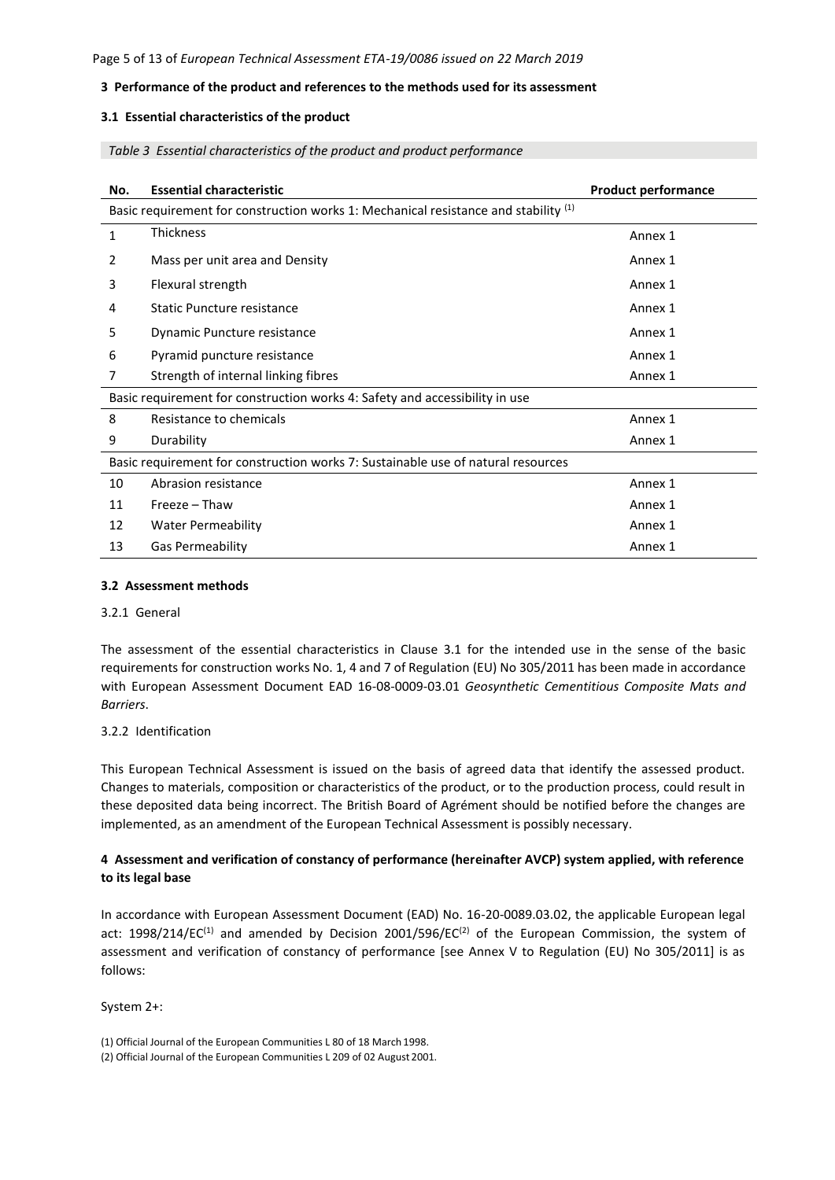## 3 Performance of the product and references to the methods used for its assessment

### 3.1 Essential characteristics of the product

*Table 3 Essential characteristics of the product and product performance*

| No. | Essential characteristic | Product performance |
|---|---|---|
| Basic requirement for construction works 1: Mechanical resistance and stability (1) | | |
| 1 | Thickness | Annex 1 |
| 2 | Mass per unit area and Density | Annex 1 |
| 3 | Flexural strength | Annex 1 |
| 4 | Static Puncture resistance | Annex 1 |
| 5 | Dynamic Puncture resistance | Annex 1 |
| 6 | Pyramid puncture resistance | Annex 1 |
| 7 | Strength of internal linking fibres | Annex 1 |
| Basic requirement for construction works 4: Safety and accessibility in use | | |
| 8 | Resistance to chemicals | Annex 1 |
| 9 | Durability | Annex 1 |
| Basic requirement for construction works 7: Sustainable use of natural resources | | |
| 10 | Abrasion resistance | Annex 1 |
| 11 | Freeze – Thaw | Annex 1 |
| 12 | Water Permeability | Annex 1 |
| 13 | Gas Permeability | Annex 1 |

### 3.2 Assessment methods

3.2.1 General

The assessment of the essential characteristics in Clause 3.1 for the intended use in the sense of the basic requirements for construction works No. 1, 4 and 7 of Regulation (EU) No 305/2011 has been made in accordance with European Assessment Document EAD 16-08-0009-03.01 *Geosynthetic Cementitious Composite Mats and Barriers*.

3.2.2 Identification

This European Technical Assessment is issued on the basis of agreed data that identify the assessed product. Changes to materials, composition or characteristics of the product, or to the production process, could result in these deposited data being incorrect. The British Board of Agrément should be notified before the changes are implemented, as an amendment of the European Technical Assessment is possibly necessary.

## 4 Assessment and verification of constancy of performance (hereinafter AVCP) system applied, with reference to its legal base

In accordance with European Assessment Document (EAD) No. 16-20-0089.03.02, the applicable European legal act: 1998/214/EC[1] and amended by Decision 2001/596/EC[2] of the European Commission, the system of assessment and verification of constancy of performance [see Annex V to Regulation (EU) No 305/2011] is as follows:

System 2+:

(1) Official Journal of the European Communities L 80 of 18 March 1998.
(2) Official Journal of the European Communities L 209 of 02 August 2001.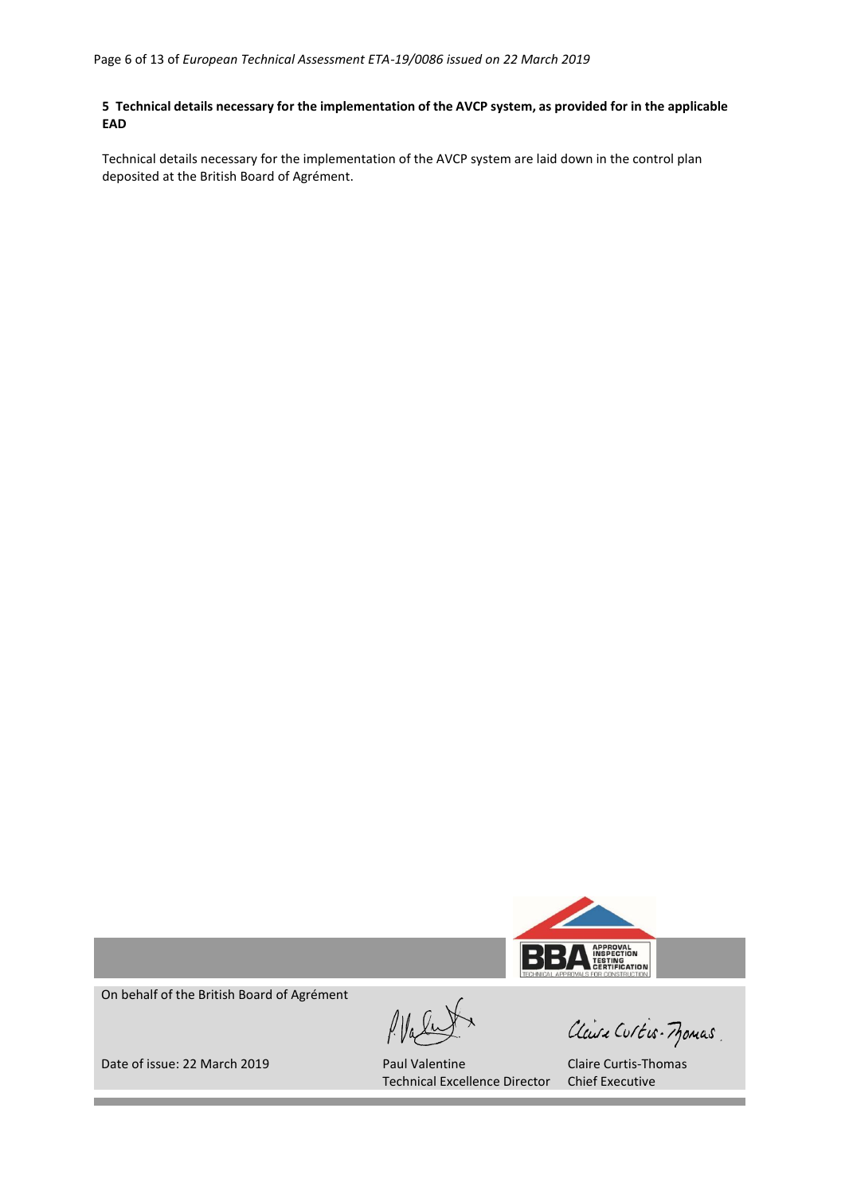**5 Technical details necessary for the implementation of the AVCP system, as provided for in the applicable EAD**

Technical details necessary for the implementation of the AVCP system are laid down in the control plan deposited at the British Board of Agrément.

On behalf of the British Board of Agrément

Date of issue: 22 March 2019

Paul Valentine
Technical Excellence Director

Claire Curtis-Thomas
Chief Executive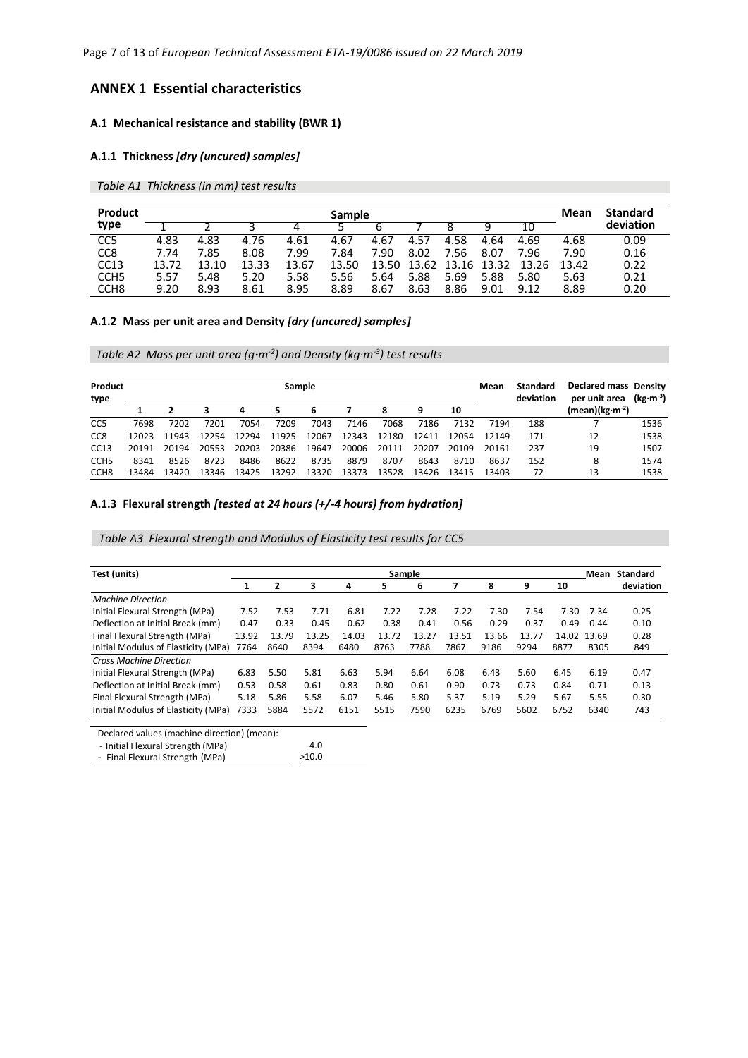## ANNEX 1 Essential characteristics

### A.1 Mechanical resistance and stability (BWR 1)

#### A.1.1 Thickness *[dry (uncured) samples]*

*Table A1 Thickness (in mm) test results*

| Product type | Sample 1 | 2 | 3 | 4 | 5 | 6 | 7 | 8 | 9 | 10 | Mean | Standard deviation |
|---|---|---|---|---|---|---|---|---|---|---|---|---|
| CC5 | 4.83 | 4.83 | 4.76 | 4.61 | 4.67 | 4.67 | 4.57 | 4.58 | 4.64 | 4.69 | 4.68 | 0.09 |
| CC8 | 7.74 | 7.85 | 8.08 | 7.99 | 7.84 | 7.90 | 8.02 | 7.56 | 8.07 | 7.96 | 7.90 | 0.16 |
| CC13 | 13.72 | 13.10 | 13.33 | 13.67 | 13.50 | 13.50 | 13.62 | 13.16 | 13.32 | 13.26 | 13.42 | 0.22 |
| CCH5 | 5.57 | 5.48 | 5.20 | 5.58 | 5.56 | 5.64 | 5.88 | 5.69 | 5.88 | 5.80 | 5.63 | 0.21 |
| CCH8 | 9.20 | 8.93 | 8.61 | 8.95 | 8.89 | 8.67 | 8.63 | 8.86 | 9.01 | 9.12 | 8.89 | 0.20 |

#### A.1.2 Mass per unit area and Density *[dry (uncured) samples]*

*Table A2 Mass per unit area ($g{\cdot}m^{-2}$) and Density ($kg{\cdot}m^{-3}$) test results*

| Product type | Sample 1 | 2 | 3 | 4 | 5 | 6 | 7 | 8 | 9 | 10 | Mean | Standard deviation | Declared mass per unit area (mean)($kg{\cdot}m^{-2}$) | Density ($kg{\cdot}m^{-3}$) |
|---|---|---|---|---|---|---|---|---|---|---|---|---|---|---|
| CC5 | 7698 | 7202 | 7201 | 7054 | 7209 | 7043 | 7146 | 7068 | 7186 | 7132 | 7194 | 188 | 7 | 1536 |
| CC8 | 12023 | 11943 | 12254 | 12294 | 11925 | 12067 | 12343 | 12180 | 12411 | 12054 | 12149 | 171 | 12 | 1538 |
| CC13 | 20191 | 20194 | 20553 | 20203 | 20386 | 19647 | 20006 | 20111 | 20207 | 20109 | 20161 | 237 | 19 | 1507 |
| CCH5 | 8341 | 8526 | 8723 | 8486 | 8622 | 8735 | 8879 | 8707 | 8643 | 8710 | 8637 | 152 | 8 | 1574 |
| CCH8 | 13484 | 13420 | 13346 | 13425 | 13292 | 13320 | 13373 | 13528 | 13426 | 13415 | 13403 | 72 | 13 | 1538 |

#### A.1.3 Flexural strength *[tested at 24 hours (+/-4 hours) from hydration]*

*Table A3 Flexural strength and Modulus of Elasticity test results for CC5*

| Test (units) | Sample 1 | 2 | 3 | 4 | 5 | 6 | 7 | 8 | 9 | 10 | Mean | Standard deviation |
|---|---|---|---|---|---|---|---|---|---|---|---|---|
| *Machine Direction* | | | | | | | | | | | | |
| Initial Flexural Strength (MPa) | 7.52 | 7.53 | 7.71 | 6.81 | 7.22 | 7.28 | 7.22 | 7.30 | 7.54 | 7.30 | 7.34 | 0.25 |
| Deflection at Initial Break (mm) | 0.47 | 0.33 | 0.45 | 0.62 | 0.38 | 0.41 | 0.56 | 0.29 | 0.37 | 0.49 | 0.44 | 0.10 |
| Final Flexural Strength (MPa) | 13.92 | 13.79 | 13.25 | 14.03 | 13.72 | 13.27 | 13.51 | 13.66 | 13.77 | 14.02 | 13.69 | 0.28 |
| Initial Modulus of Elasticity (MPa) | 7764 | 8640 | 8394 | 6480 | 8763 | 7788 | 7867 | 9186 | 9294 | 8877 | 8305 | 849 |
| *Cross Machine Direction* | | | | | | | | | | | | |
| Initial Flexural Strength (MPa) | 6.83 | 5.50 | 5.81 | 6.63 | 5.94 | 6.64 | 6.08 | 6.43 | 5.60 | 6.45 | 6.19 | 0.47 |
| Deflection at Initial Break (mm) | 0.53 | 0.58 | 0.61 | 0.83 | 0.80 | 0.61 | 0.90 | 0.73 | 0.73 | 0.84 | 0.71 | 0.13 |
| Final Flexural Strength (MPa) | 5.18 | 5.86 | 5.58 | 6.07 | 5.46 | 5.80 | 5.37 | 5.19 | 5.29 | 5.67 | 5.55 | 0.30 |
| Initial Modulus of Elasticity (MPa) | 7333 | 5884 | 5572 | 6151 | 5515 | 7590 | 6235 | 6769 | 5602 | 6752 | 6340 | 743 |

| Declared values (machine direction) (mean): | |
|---|---|
| - Initial Flexural Strength (MPa) | 4.0 |
| - Final Flexural Strength (MPa) | >10.0 |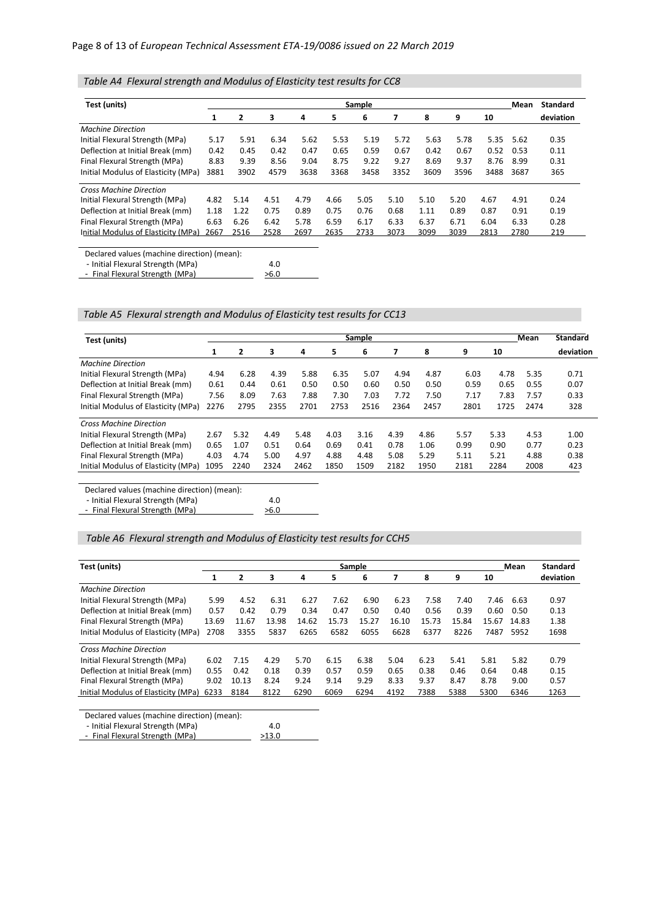*Table A4 Flexural strength and Modulus of Elasticity test results for CC8*

| Test (units) | Sample | | | | | | | | | | Mean | Standard |
|---|---|---|---|---|---|---|---|---|---|---|---|---|
| | 1 | 2 | 3 | 4 | 5 | 6 | 7 | 8 | 9 | 10 | | deviation |
| *Machine Direction* | | | | | | | | | | | | |
| Initial Flexural Strength (MPa) | 5.17 | 5.91 | 6.34 | 5.62 | 5.53 | 5.19 | 5.72 | 5.63 | 5.78 | 5.35 | 5.62 | 0.35 |
| Deflection at Initial Break (mm) | 0.42 | 0.45 | 0.42 | 0.47 | 0.65 | 0.59 | 0.67 | 0.42 | 0.67 | 0.52 | 0.53 | 0.11 |
| Final Flexural Strength (MPa) | 8.83 | 9.39 | 8.56 | 9.04 | 8.75 | 9.22 | 9.27 | 8.69 | 9.37 | 8.76 | 8.99 | 0.31 |
| Initial Modulus of Elasticity (MPa) | 3881 | 3902 | 4579 | 3638 | 3368 | 3458 | 3352 | 3609 | 3596 | 3488 | 3687 | 365 |
| *Cross Machine Direction* | | | | | | | | | | | | |
| Initial Flexural Strength (MPa) | 4.82 | 5.14 | 4.51 | 4.79 | 4.66 | 5.05 | 5.10 | 5.10 | 5.20 | 4.67 | 4.91 | 0.24 |
| Deflection at Initial Break (mm) | 1.18 | 1.22 | 0.75 | 0.89 | 0.75 | 0.76 | 0.68 | 1.11 | 0.89 | 0.87 | 0.91 | 0.19 |
| Final Flexural Strength (MPa) | 6.63 | 6.26 | 6.42 | 5.78 | 6.59 | 6.17 | 6.33 | 6.37 | 6.71 | 6.04 | 6.33 | 0.28 |
| Initial Modulus of Elasticity (MPa) | 2667 | 2516 | 2528 | 2697 | 2635 | 2733 | 3073 | 3099 | 3039 | 2813 | 2780 | 219 |

| Declared values (machine direction) (mean): | |
|---|---|
| - Initial Flexural Strength (MPa) | 4.0 |
| - Final Flexural Strength (MPa) | >6.0 |

*Table A5 Flexural strength and Modulus of Elasticity test results for CC13*

| Test (units) | Sample | | | | | | | | | | Mean | Standard |
|---|---|---|---|---|---|---|---|---|---|---|---|---|
| | 1 | 2 | 3 | 4 | 5 | 6 | 7 | 8 | 9 | 10 | | deviation |
| *Machine Direction* | | | | | | | | | | | | |
| Initial Flexural Strength (MPa) | 4.94 | 6.28 | 4.39 | 5.88 | 6.35 | 5.07 | 4.94 | 4.87 | 6.03 | 4.78 | 5.35 | 0.71 |
| Deflection at Initial Break (mm) | 0.61 | 0.44 | 0.61 | 0.50 | 0.50 | 0.60 | 0.50 | 0.50 | 0.59 | 0.65 | 0.55 | 0.07 |
| Final Flexural Strength (MPa) | 7.56 | 8.09 | 7.63 | 7.88 | 7.30 | 7.03 | 7.72 | 7.50 | 7.17 | 7.83 | 7.57 | 0.33 |
| Initial Modulus of Elasticity (MPa) | 2276 | 2795 | 2355 | 2701 | 2753 | 2516 | 2364 | 2457 | 2801 | 1725 | 2474 | 328 |
| *Cross Machine Direction* | | | | | | | | | | | | |
| Initial Flexural Strength (MPa) | 2.67 | 5.32 | 4.49 | 5.48 | 4.03 | 3.16 | 4.39 | 4.86 | 5.57 | 5.33 | 4.53 | 1.00 |
| Deflection at Initial Break (mm) | 0.65 | 1.07 | 0.51 | 0.64 | 0.69 | 0.41 | 0.78 | 1.06 | 0.99 | 0.90 | 0.77 | 0.23 |
| Final Flexural Strength (MPa) | 4.03 | 4.74 | 5.00 | 4.97 | 4.88 | 4.48 | 5.08 | 5.29 | 5.11 | 5.21 | 4.88 | 0.38 |
| Initial Modulus of Elasticity (MPa) | 1095 | 2240 | 2324 | 2462 | 1850 | 1509 | 2182 | 1950 | 2181 | 2284 | 2008 | 423 |

| Declared values (machine direction) (mean): | |
|---|---|
| - Initial Flexural Strength (MPa) | 4.0 |
| - Final Flexural Strength (MPa) | >6.0 |

*Table A6 Flexural strength and Modulus of Elasticity test results for CCH5*

| Test (units) | Sample | | | | | | | | | | Mean | Standard |
|---|---|---|---|---|---|---|---|---|---|---|---|---|
| | 1 | 2 | 3 | 4 | 5 | 6 | 7 | 8 | 9 | 10 | | deviation |
| *Machine Direction* | | | | | | | | | | | | |
| Initial Flexural Strength (MPa) | 5.99 | 4.52 | 6.31 | 6.27 | 7.62 | 6.90 | 6.23 | 7.58 | 7.40 | 7.46 | 6.63 | 0.97 |
| Deflection at Initial Break (mm) | 0.57 | 0.42 | 0.79 | 0.34 | 0.47 | 0.50 | 0.40 | 0.56 | 0.39 | 0.60 | 0.50 | 0.13 |
| Final Flexural Strength (MPa) | 13.69 | 11.67 | 13.98 | 14.62 | 15.73 | 15.27 | 16.10 | 15.73 | 15.84 | 15.67 | 14.83 | 1.38 |
| Initial Modulus of Elasticity (MPa) | 2708 | 3355 | 5837 | 6265 | 6582 | 6055 | 6628 | 6377 | 8226 | 7487 | 5952 | 1698 |
| *Cross Machine Direction* | | | | | | | | | | | | |
| Initial Flexural Strength (MPa) | 6.02 | 7.15 | 4.29 | 5.70 | 6.15 | 6.38 | 5.04 | 6.23 | 5.41 | 5.81 | 5.82 | 0.79 |
| Deflection at Initial Break (mm) | 0.55 | 0.42 | 0.18 | 0.39 | 0.57 | 0.59 | 0.65 | 0.38 | 0.46 | 0.64 | 0.48 | 0.15 |
| Final Flexural Strength (MPa) | 9.02 | 10.13 | 8.24 | 9.24 | 9.14 | 9.29 | 8.33 | 9.37 | 8.47 | 8.78 | 9.00 | 0.57 |
| Initial Modulus of Elasticity (MPa) | 6233 | 8184 | 8122 | 6290 | 6069 | 6294 | 4192 | 7388 | 5388 | 5300 | 6346 | 1263 |

| Declared values (machine direction) (mean): | |
|---|---|
| - Initial Flexural Strength (MPa) | 4.0 |
| - Final Flexural Strength (MPa) | >13.0 |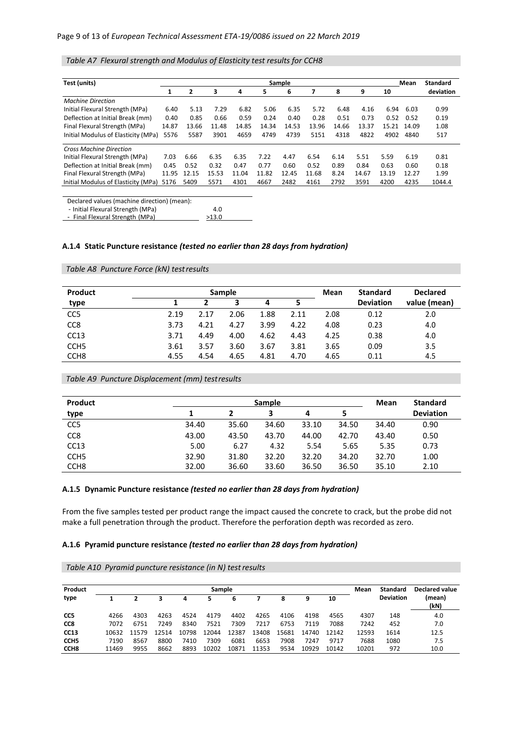*Table A7 Flexural strength and Modulus of Elasticity test results for CCH8*

| Test (units) | Sample | | | | | | | | | | Mean | Standard deviation |
|---|---|---|---|---|---|---|---|---|---|---|---|---|
| | 1 | 2 | 3 | 4 | 5 | 6 | 7 | 8 | 9 | 10 | | |
| *Machine Direction* | | | | | | | | | | | | |
| Initial Flexural Strength (MPa) | 6.40 | 5.13 | 7.29 | 6.82 | 5.06 | 6.35 | 5.72 | 6.48 | 4.16 | 6.94 | 6.03 | 0.99 |
| Deflection at Initial Break (mm) | 0.40 | 0.85 | 0.66 | 0.59 | 0.24 | 0.40 | 0.28 | 0.51 | 0.73 | 0.52 | 0.52 | 0.19 |
| Final Flexural Strength (MPa) | 14.87 | 13.66 | 11.48 | 14.85 | 14.34 | 14.53 | 13.96 | 14.66 | 13.37 | 15.21 | 14.09 | 1.08 |
| Initial Modulus of Elasticity (MPa) | 5576 | 5587 | 3901 | 4659 | 4749 | 4739 | 5151 | 4318 | 4822 | 4902 | 4840 | 517 |
| *Cross Machine Direction* | | | | | | | | | | | | |
| Initial Flexural Strength (MPa) | 7.03 | 6.66 | 6.35 | 6.35 | 7.22 | 4.47 | 6.54 | 6.14 | 5.51 | 5.59 | 6.19 | 0.81 |
| Deflection at Initial Break (mm) | 0.45 | 0.52 | 0.32 | 0.47 | 0.77 | 0.60 | 0.52 | 0.89 | 0.84 | 0.63 | 0.60 | 0.18 |
| Final Flexural Strength (MPa) | 11.95 | 12.15 | 15.53 | 11.04 | 11.82 | 12.45 | 11.68 | 8.24 | 14.67 | 13.19 | 12.27 | 1.99 |
| Initial Modulus of Elasticity (MPa) | 5176 | 5409 | 5571 | 4301 | 4667 | 2482 | 4161 | 2792 | 3591 | 4200 | 4235 | 1044.4 |

| Declared values (machine direction) (mean): | |
|---|---|
| - Initial Flexural Strength (MPa) | 4.0 |
| - Final Flexural Strength (MPa) | >13.0 |

### A.1.4 Static Puncture resistance *(tested no earlier than 28 days from hydration)*

*Table A8 Puncture Force (kN) test results*

| Product type | Sample | | | | | Mean | Standard Deviation | Declared value (mean) |
|---|---|---|---|---|---|---|---|---|
| | 1 | 2 | 3 | 4 | 5 | | | |
| CC5 | 2.19 | 2.17 | 2.06 | 1.88 | 2.11 | 2.08 | 0.12 | 2.0 |
| CC8 | 3.73 | 4.21 | 4.27 | 3.99 | 4.22 | 4.08 | 0.23 | 4.0 |
| CC13 | 3.71 | 4.49 | 4.00 | 4.62 | 4.43 | 4.25 | 0.38 | 4.0 |
| CCH5 | 3.61 | 3.57 | 3.60 | 3.67 | 3.81 | 3.65 | 0.09 | 3.5 |
| CCH8 | 4.55 | 4.54 | 4.65 | 4.81 | 4.70 | 4.65 | 0.11 | 4.5 |

*Table A9 Puncture Displacement (mm) test results*

| Product type | Sample | | | | | Mean | Standard Deviation |
|---|---|---|---|---|---|---|---|
| | 1 | 2 | 3 | 4 | 5 | | |
| CC5 | 34.40 | 35.60 | 34.60 | 33.10 | 34.50 | 34.40 | 0.90 |
| CC8 | 43.00 | 43.50 | 43.70 | 44.00 | 42.70 | 43.40 | 0.50 |
| CC13 | 5.00 | 6.27 | 4.32 | 5.54 | 5.65 | 5.35 | 0.73 |
| CCH5 | 32.90 | 31.80 | 32.20 | 32.20 | 34.20 | 32.70 | 1.00 |
| CCH8 | 32.00 | 36.60 | 33.60 | 36.50 | 36.50 | 35.10 | 2.10 |

### A.1.5 Dynamic Puncture resistance *(tested no earlier than 28 days from hydration)*

From the five samples tested per product range the impact caused the concrete to crack, but the probe did not make a full penetration through the product. Therefore the perforation depth was recorded as zero.

### A.1.6 Pyramid puncture resistance *(tested no earlier than 28 days from hydration)*

*Table A10 Pyramid puncture resistance (in N) test results*

| Product type | Sample | | | | | | | | | | Mean | Standard Deviation | Declared value (mean) (kN) |
|---|---|---|---|---|---|---|---|---|---|---|---|---|---|
| | 1 | 2 | 3 | 4 | 5 | 6 | 7 | 8 | 9 | 10 | | | |
| **CC5** | 4266 | 4303 | 4263 | 4524 | 4179 | 4402 | 4265 | 4106 | 4198 | 4565 | 4307 | 148 | 4.0 |
| **CC8** | 7072 | 6751 | 7249 | 8340 | 7521 | 7309 | 7217 | 6753 | 7119 | 7088 | 7242 | 452 | 7.0 |
| **CC13** | 10632 | 11579 | 12514 | 10798 | 12044 | 12387 | 13408 | 15681 | 14740 | 12142 | 12593 | 1614 | 12.5 |
| **CCH5** | 7190 | 8567 | 8800 | 7410 | 7309 | 6081 | 6653 | 7908 | 7247 | 9717 | 7688 | 1080 | 7.5 |
| **CCH8** | 11469 | 9955 | 8662 | 8893 | 10202 | 10871 | 11353 | 9534 | 10929 | 10142 | 10201 | 972 | 10.0 |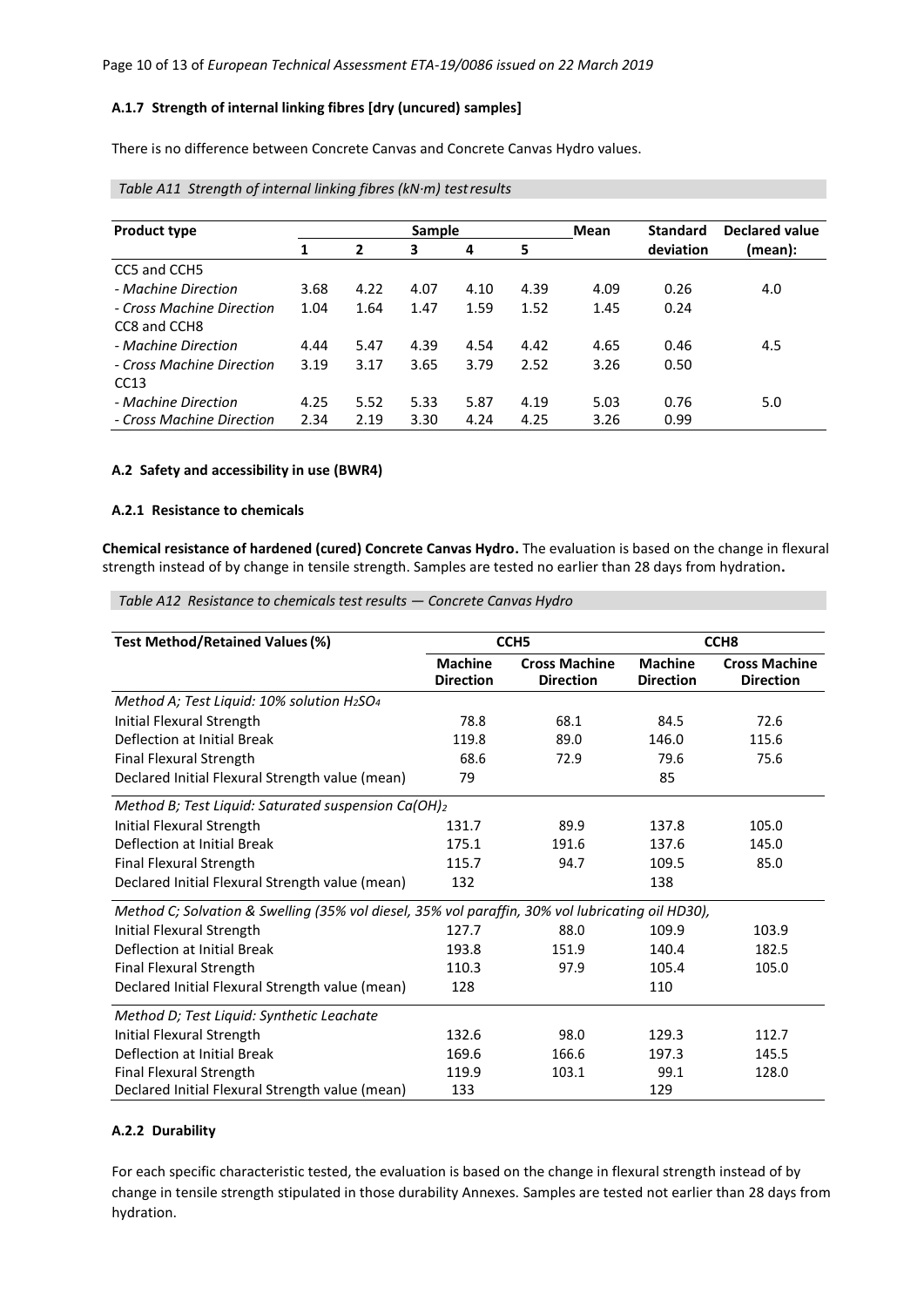### A.1.7 Strength of internal linking fibres [dry (uncured) samples]

There is no difference between Concrete Canvas and Concrete Canvas Hydro values.

*Table A11 Strength of internal linking fibres (kN·m) test results*

| Product type | Sample | | | | | Mean | Standard deviation | Declared value (mean): |
|---|---|---|---|---|---|---|---|---|
| | 1 | 2 | 3 | 4 | 5 | | | |
| CC5 and CCH5 | | | | | | | | |
| *- Machine Direction* | 3.68 | 4.22 | 4.07 | 4.10 | 4.39 | 4.09 | 0.26 | 4.0 |
| *- Cross Machine Direction* | 1.04 | 1.64 | 1.47 | 1.59 | 1.52 | 1.45 | 0.24 | |
| CC8 and CCH8 | | | | | | | | |
| *- Machine Direction* | 4.44 | 5.47 | 4.39 | 4.54 | 4.42 | 4.65 | 0.46 | 4.5 |
| *- Cross Machine Direction* | 3.19 | 3.17 | 3.65 | 3.79 | 2.52 | 3.26 | 0.50 | |
| CC13 | | | | | | | | |
| *- Machine Direction* | 4.25 | 5.52 | 5.33 | 5.87 | 4.19 | 5.03 | 0.76 | 5.0 |
| *- Cross Machine Direction* | 2.34 | 2.19 | 3.30 | 4.24 | 4.25 | 3.26 | 0.99 | |

## A.2 Safety and accessibility in use (BWR4)

### A.2.1 Resistance to chemicals

**Chemical resistance of hardened (cured) Concrete Canvas Hydro.** The evaluation is based on the change in flexural strength instead of by change in tensile strength. Samples are tested no earlier than 28 days from hydration**.**

*Table A12 Resistance to chemicals test results — Concrete Canvas Hydro*

| Test Method/Retained Values (%) | CCH5 | | CCH8 | |
|---|---|---|---|---|
| | Machine Direction | Cross Machine Direction | Machine Direction | Cross Machine Direction |
| *Method A; Test Liquid: 10% solution $H_2SO_4$* | | | | |
| Initial Flexural Strength | 78.8 | 68.1 | 84.5 | 72.6 |
| Deflection at Initial Break | 119.8 | 89.0 | 146.0 | 115.6 |
| Final Flexural Strength | 68.6 | 72.9 | 79.6 | 75.6 |
| Declared Initial Flexural Strength value (mean) | 79 | | 85 | |
| *Method B; Test Liquid: Saturated suspension $Ca(OH)_2$* | | | | |
| Initial Flexural Strength | 131.7 | 89.9 | 137.8 | 105.0 |
| Deflection at Initial Break | 175.1 | 191.6 | 137.6 | 145.0 |
| Final Flexural Strength | 115.7 | 94.7 | 109.5 | 85.0 |
| Declared Initial Flexural Strength value (mean) | 132 | | 138 | |
| *Method C; Solvation & Swelling (35% vol diesel, 35% vol paraffin, 30% vol lubricating oil HD30),* | | | | |
| Initial Flexural Strength | 127.7 | 88.0 | 109.9 | 103.9 |
| Deflection at Initial Break | 193.8 | 151.9 | 140.4 | 182.5 |
| Final Flexural Strength | 110.3 | 97.9 | 105.4 | 105.0 |
| Declared Initial Flexural Strength value (mean) | 128 | | 110 | |
| *Method D; Test Liquid: Synthetic Leachate* | | | | |
| Initial Flexural Strength | 132.6 | 98.0 | 129.3 | 112.7 |
| Deflection at Initial Break | 169.6 | 166.6 | 197.3 | 145.5 |
| Final Flexural Strength | 119.9 | 103.1 | 99.1 | 128.0 |
| Declared Initial Flexural Strength value (mean) | 133 | | 129 | |

### A.2.2 Durability

For each specific characteristic tested, the evaluation is based on the change in flexural strength instead of by change in tensile strength stipulated in those durability Annexes. Samples are tested not earlier than 28 days from hydration.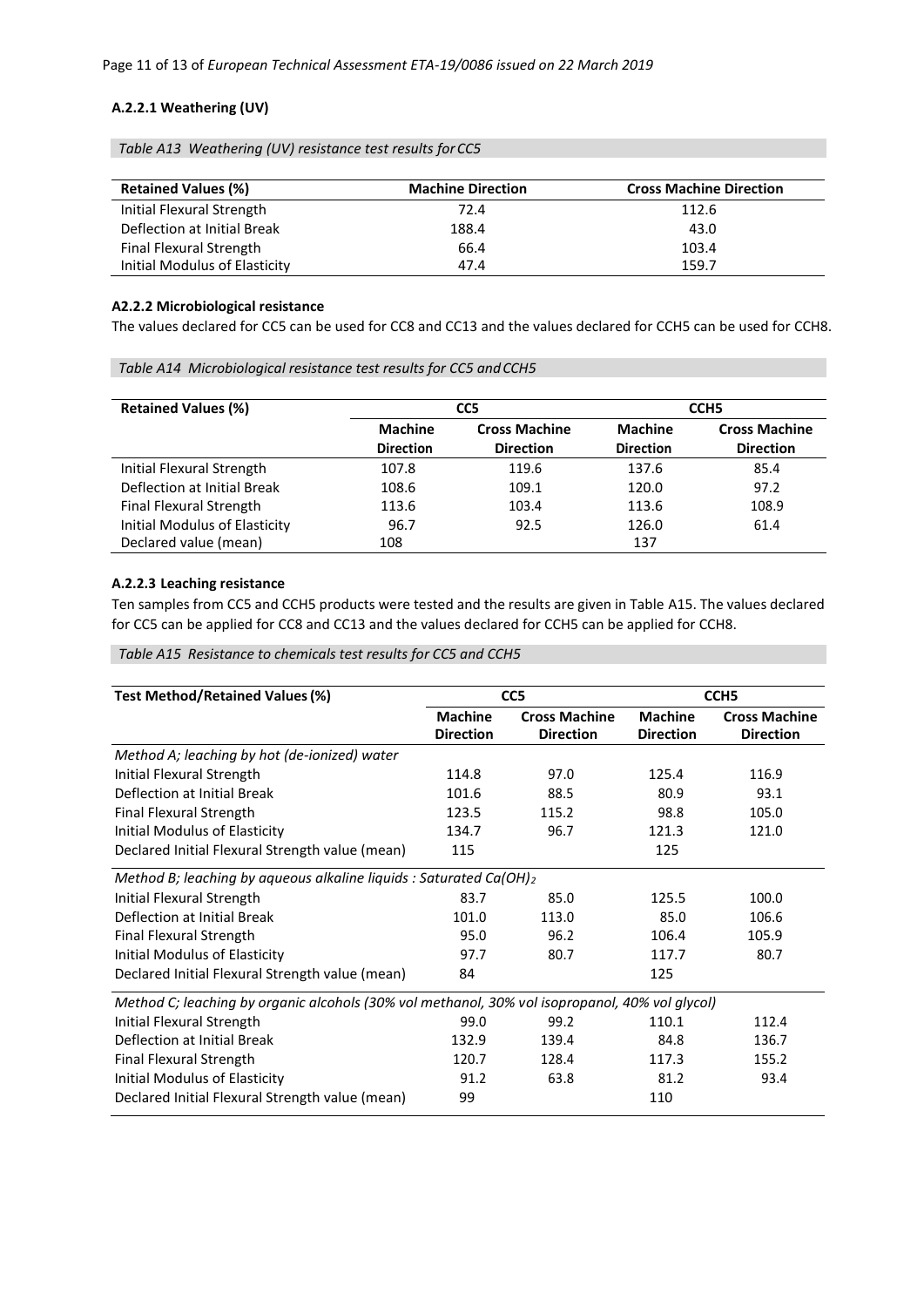#### A.2.2.1 Weathering (UV)

*Table A13 Weathering (UV) resistance test results for CC5*

| Retained Values (%) | Machine Direction | Cross Machine Direction |
|---|---|---|
| Initial Flexural Strength | 72.4 | 112.6 |
| Deflection at Initial Break | 188.4 | 43.0 |
| Final Flexural Strength | 66.4 | 103.4 |
| Initial Modulus of Elasticity | 47.4 | 159.7 |

#### A2.2.2 Microbiological resistance

The values declared for CC5 can be used for CC8 and CC13 and the values declared for CCH5 can be used for CCH8.

*Table A14 Microbiological resistance test results for CC5 and CCH5*

| Retained Values (%) | CC5 | | CCH5 | |
|---|---|---|---|---|
| | Machine Direction | Cross Machine Direction | Machine Direction | Cross Machine Direction |
| Initial Flexural Strength | 107.8 | 119.6 | 137.6 | 85.4 |
| Deflection at Initial Break | 108.6 | 109.1 | 120.0 | 97.2 |
| Final Flexural Strength | 113.6 | 103.4 | 113.6 | 108.9 |
| Initial Modulus of Elasticity | 96.7 | 92.5 | 126.0 | 61.4 |
| Declared value (mean) | 108 | | 137 | |

#### A.2.2.3 Leaching resistance

Ten samples from CC5 and CCH5 products were tested and the results are given in Table A15. The values declared for CC5 can be applied for CC8 and CC13 and the values declared for CCH5 can be applied for CCH8.

*Table A15 Resistance to chemicals test results for CC5 and CCH5*

| Test Method/Retained Values (%) | CC5 | | CCH5 | |
|---|---|---|---|---|
| | Machine Direction | Cross Machine Direction | Machine Direction | Cross Machine Direction |
| *Method A; leaching by hot (de-ionized) water* | | | | |
| Initial Flexural Strength | 114.8 | 97.0 | 125.4 | 116.9 |
| Deflection at Initial Break | 101.6 | 88.5 | 80.9 | 93.1 |
| Final Flexural Strength | 123.5 | 115.2 | 98.8 | 105.0 |
| Initial Modulus of Elasticity | 134.7 | 96.7 | 121.3 | 121.0 |
| Declared Initial Flexural Strength value (mean) | 115 | | 125 | |
| *Method B; leaching by aqueous alkaline liquids : Saturated $Ca(OH)_2$* | | | | |
| Initial Flexural Strength | 83.7 | 85.0 | 125.5 | 100.0 |
| Deflection at Initial Break | 101.0 | 113.0 | 85.0 | 106.6 |
| Final Flexural Strength | 95.0 | 96.2 | 106.4 | 105.9 |
| Initial Modulus of Elasticity | 97.7 | 80.7 | 117.7 | 80.7 |
| Declared Initial Flexural Strength value (mean) | 84 | | 125 | |
| *Method C; leaching by organic alcohols (30% vol methanol, 30% vol isopropanol, 40% vol glycol)* | | | | |
| Initial Flexural Strength | 99.0 | 99.2 | 110.1 | 112.4 |
| Deflection at Initial Break | 132.9 | 139.4 | 84.8 | 136.7 |
| Final Flexural Strength | 120.7 | 128.4 | 117.3 | 155.2 |
| Initial Modulus of Elasticity | 91.2 | 63.8 | 81.2 | 93.4 |
| Declared Initial Flexural Strength value (mean) | 99 | | 110 | |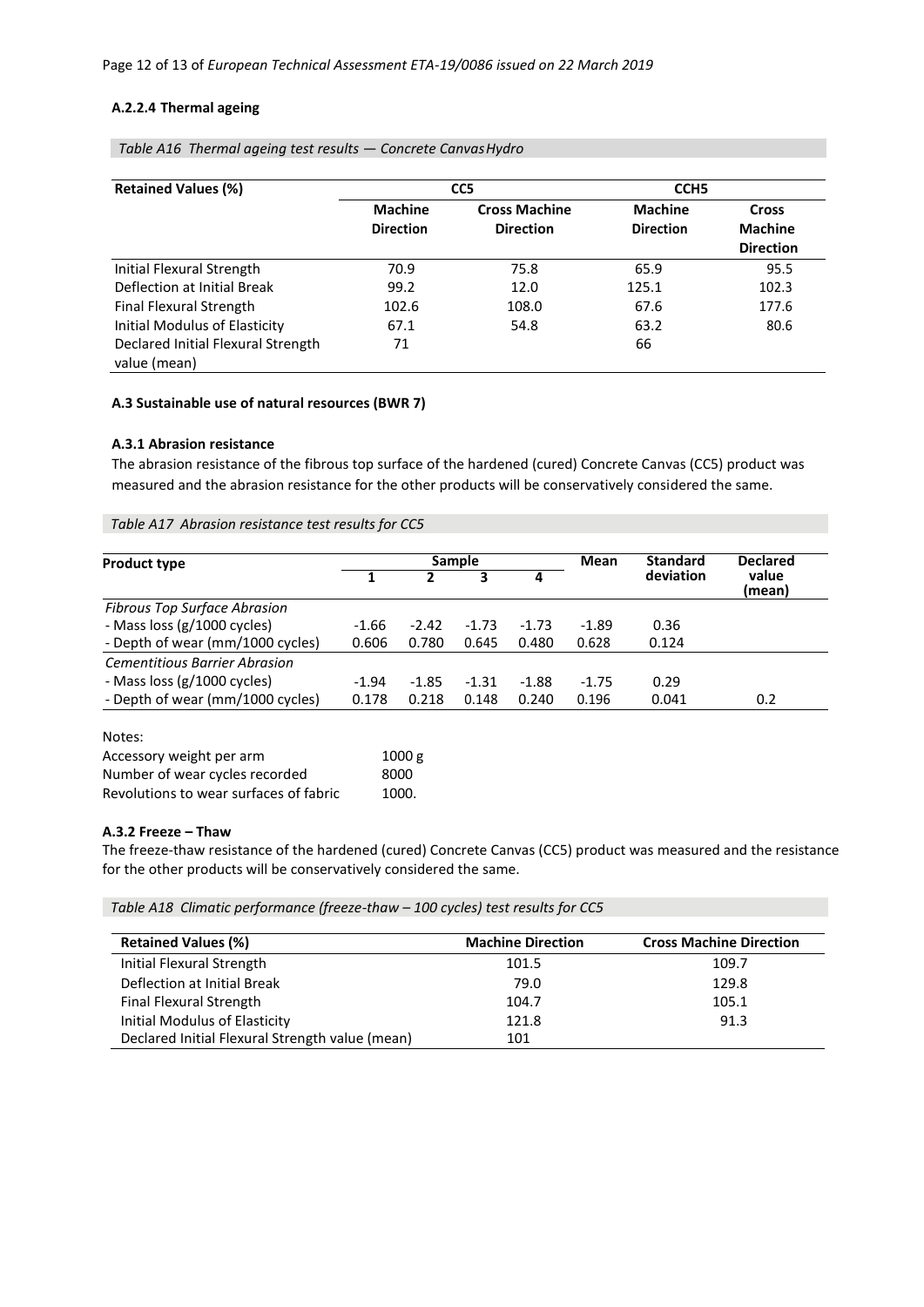#### A.2.2.4 Thermal ageing

*Table A16 Thermal ageing test results — Concrete Canvas Hydro*

| Retained Values (%) | CC5 | | CCH5 | |
|---|---|---|---|---|
| | **Machine Direction** | **Cross Machine Direction** | **Machine Direction** | **Cross Machine Direction** |
| Initial Flexural Strength | 70.9 | 75.8 | 65.9 | 95.5 |
| Deflection at Initial Break | 99.2 | 12.0 | 125.1 | 102.3 |
| Final Flexural Strength | 102.6 | 108.0 | 67.6 | 177.6 |
| Initial Modulus of Elasticity | 67.1 | 54.8 | 63.2 | 80.6 |
| Declared Initial Flexural Strength value (mean) | 71 | | 66 | |

### A.3 Sustainable use of natural resources (BWR 7)

#### A.3.1 Abrasion resistance

The abrasion resistance of the fibrous top surface of the hardened (cured) Concrete Canvas (CC5) product was measured and the abrasion resistance for the other products will be conservatively considered the same.

*Table A17 Abrasion resistance test results for CC5*

| Product type | Sample 1 | Sample 2 | Sample 3 | Sample 4 | Mean | Standard deviation | Declared value (mean) |
|---|---|---|---|---|---|---|---|
| *Fibrous Top Surface Abrasion* | | | | | | | |
| - Mass loss (g/1000 cycles) | -1.66 | -2.42 | -1.73 | -1.73 | -1.89 | 0.36 | |
| - Depth of wear (mm/1000 cycles) | 0.606 | 0.780 | 0.645 | 0.480 | 0.628 | 0.124 | |
| *Cementitious Barrier Abrasion* | | | | | | | |
| - Mass loss (g/1000 cycles) | -1.94 | -1.85 | -1.31 | -1.88 | -1.75 | 0.29 | |
| - Depth of wear (mm/1000 cycles) | 0.178 | 0.218 | 0.148 | 0.240 | 0.196 | 0.041 | 0.2 |

Notes:

| | |
|---|---|
| Accessory weight per arm | 1000 g |
| Number of wear cycles recorded | 8000 |
| Revolutions to wear surfaces of fabric | 1000. |

#### A.3.2 Freeze – Thaw

The freeze-thaw resistance of the hardened (cured) Concrete Canvas (CC5) product was measured and the resistance for the other products will be conservatively considered the same.

*Table A18 Climatic performance (freeze-thaw – 100 cycles) test results for CC5*

| Retained Values (%) | Machine Direction | Cross Machine Direction |
|---|---|---|
| Initial Flexural Strength | 101.5 | 109.7 |
| Deflection at Initial Break | 79.0 | 129.8 |
| Final Flexural Strength | 104.7 | 105.1 |
| Initial Modulus of Elasticity | 121.8 | 91.3 |
| Declared Initial Flexural Strength value (mean) | 101 | |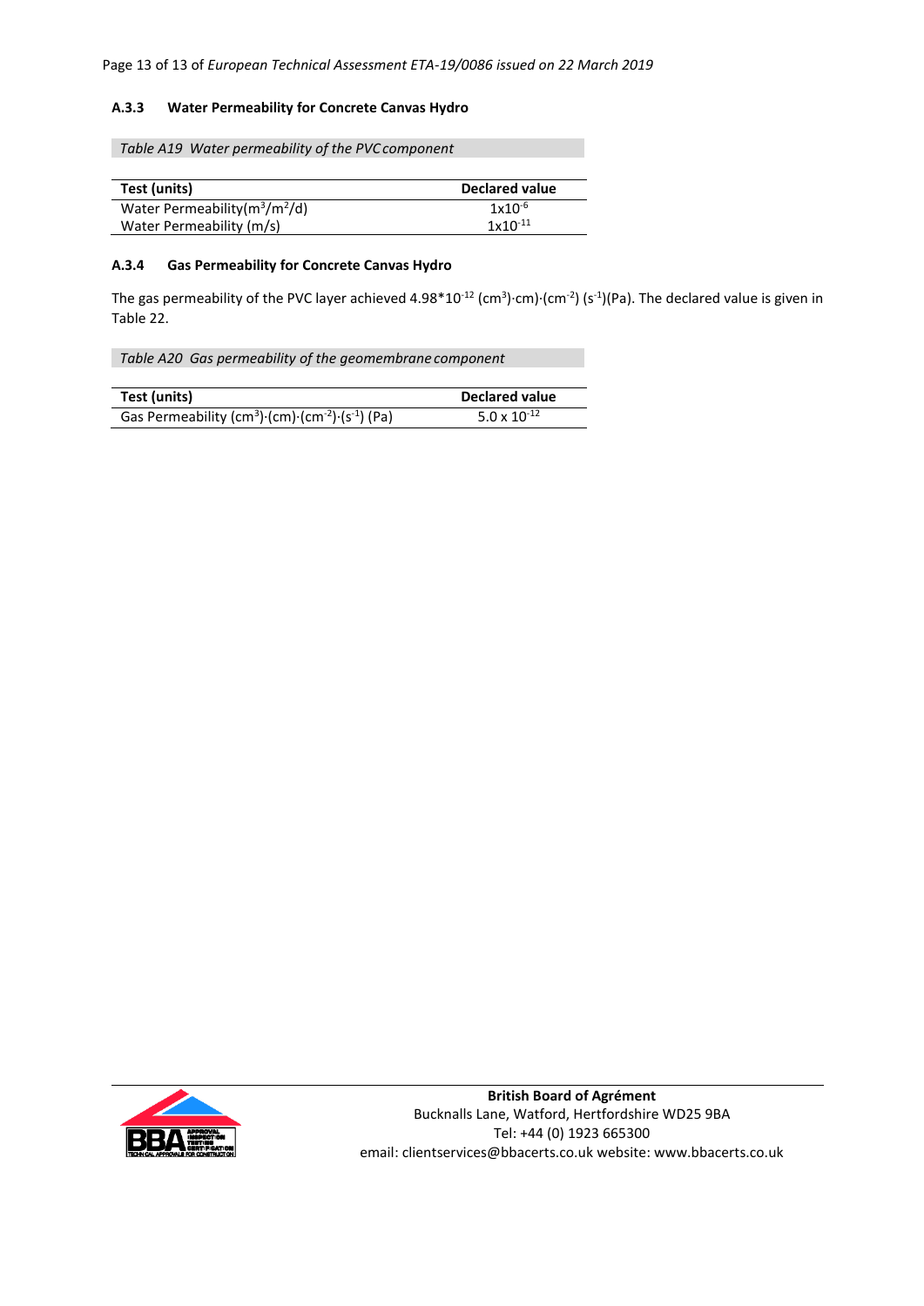### A.3.3 Water Permeability for Concrete Canvas Hydro

*Table A19 Water permeability of the PVC component*

| Test (units) | Declared value |
|---|---|
| Water Permeability($m^3/m^2/d$) | $1x10^{-6}$ |
| Water Permeability (m/s) | $1x10^{-11}$ |

### A.3.4 Gas Permeability for Concrete Canvas Hydro

The gas permeability of the PVC layer achieved $4.98*10^{-12}$ ($cm^3$)·cm)·($cm^{-2}$) ($s^{-1}$)(Pa). The declared value is given in Table 22.

*Table A20 Gas permeability of the geomembrane component*

| Test (units) | Declared value |
|---|---|
| Gas Permeability ($cm^3$)·(cm)·($cm^{-2}$)·($s^{-1}$) (Pa) | $5.0 \times 10^{-12}$ |

**British Board of Agrément**
Bucknalls Lane, Watford, Hertfordshire WD25 9BA
Tel: +44 (0) 1923 665300
email: clientservices@bbacerts.co.uk website: www.bbacerts.co.uk